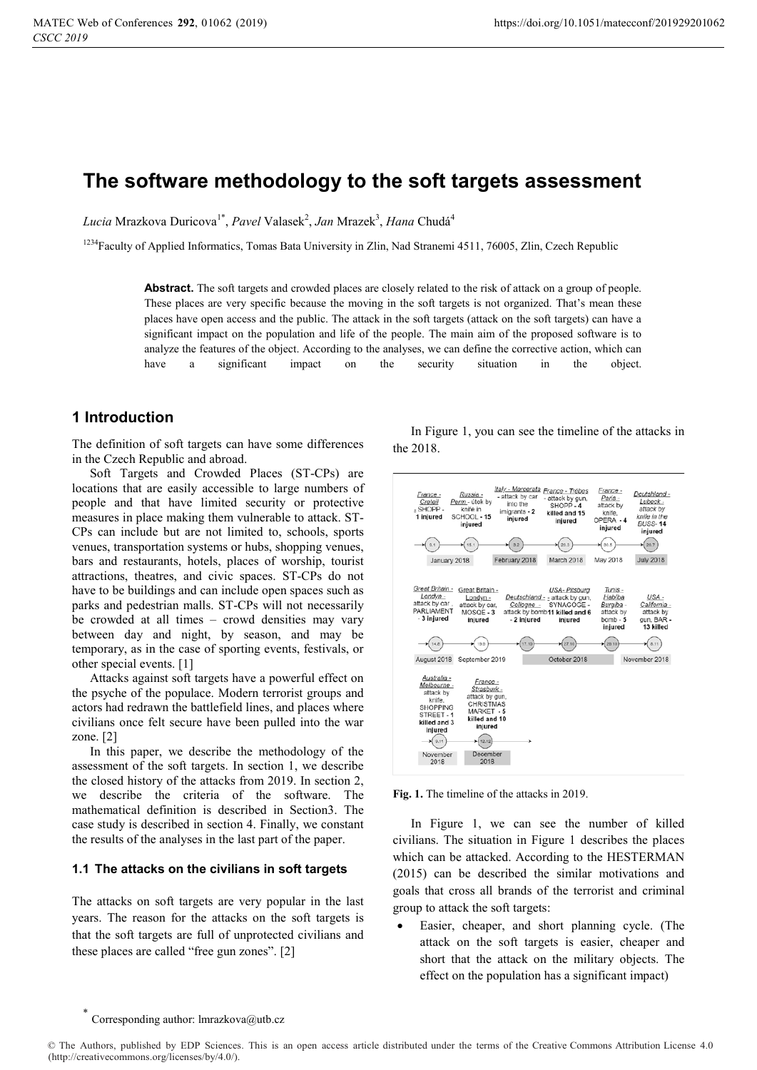# The software methodology to the soft targets assessment

*Lucia* Mrazkova Duricova[1*], *Pavel* Valasek[2], *Jan* Mrazek[3], *Hana* Chudá[4]

[1234]Faculty of Applied Informatics, Tomas Bata University in Zlin, Nad Stranemi 4511, 76005, Zlin, Czech Republic

**Abstract.** The soft targets and crowded places are closely related to the risk of attack on a group of people. These places are very specific because the moving in the soft targets is not organized. That's mean these places have open access and the public. The attack in the soft targets (attack on the soft targets) can have a significant impact on the population and life of the people. The main aim of the proposed software is to analyze the features of the object. According to the analyses, we can define the corrective action, which can have a significant impact on the security situation in the object.

## 1 Introduction

The definition of soft targets can have some differences in the Czech Republic and abroad.

Soft Targets and Crowded Places (ST-CPs) are locations that are easily accessible to large numbers of people and that have limited security or protective measures in place making them vulnerable to attack. ST-CPs can include but are not limited to, schools, sports venues, transportation systems or hubs, shopping venues, bars and restaurants, hotels, places of worship, tourist attractions, theatres, and civic spaces. ST-CPs do not have to be buildings and can include open spaces such as parks and pedestrian malls. ST-CPs will not necessarily be crowded at all times – crowd densities may vary between day and night, by season, and may be temporary, as in the case of sporting events, festivals, or other special events. [1]

Attacks against soft targets have a powerful effect on the psyche of the populace. Modern terrorist groups and actors had redrawn the battlefield lines, and places where civilians once felt secure have been pulled into the war zone. [2]

In this paper, we describe the methodology of the assessment of the soft targets. In section 1, we describe the closed history of the attacks from 2019. In section 2, we describe the criteria of the software. The mathematical definition is described in Section3. The case study is described in section 4. Finally, we constant the results of the analyses in the last part of the paper.

### 1.1 The attacks on the civilians in soft targets

The attacks on soft targets are very popular in the last years. The reason for the attacks on the soft targets is that the soft targets are full of unprotected civilians and these places are called "free gun zones". [2]

In Figure 1, you can see the timeline of the attacks in the 2018.

France - Creteil - SHOPP - 1 injured
Russia - Perm - útok by knife in SCHOOL - 15 injured
Italy - Macerata - attack by car into the imigrants - 2 injured
France - Trebes - attack by gun, SHOPP - 4 killed and 15 injured
France - Paris - attack by knife, OPERA - 4 injured
Deutshland - Lubeck - attack by knife in the BUSS- 14 injured
3.1, 18.1, 9.2, 23.3, 30.5, 20.7
January 2018, February 2018, March 2018, May 2018, July 2018

Great Britain - Londyn - attack by car PARLIAMENT - 3 injured
Great Britain - Londyn - attack by car, MOSQE - 3 injured
Deutschland - Collogne - attack by bomb - 2 injured
USA - Pitsburg - attack by gun, SYNAGOGE - 11 killed and 6 injured
Tunis - Habiba Burgiba - attack by bomb - 5 injured
USA - California - attack by gun, BAR - 13 killed
14.8, 19.9, 17.10, 27.10, 29.10, 8.11
August 2018, September 2019, October 2018, November 2018

Australia - Melbourne - attack by knife, SHOPPING STREET - 1 killed and 3 injured
France - Strasburk - attack by gun, CHRISTMAS MARKET - 5 killed and 10 injured
9.11, 12.12
November 2018, December 2018

**Fig. 1.** The timeline of the attacks in 2019.

In Figure 1, we can see the number of killed civilians. The situation in Figure 1 describes the places which can be attacked. According to the HESTERMAN (2015) can be described the similar motivations and goals that cross all brands of the terrorist and criminal group to attack the soft targets:

- Easier, cheaper, and short planning cycle. (The attack on the soft targets is easier, cheaper and short that the attack on the military objects. The effect on the population has a significant impact)

\* Corresponding author: lmrazkova@utb.cz

© The Authors, published by EDP Sciences. This is an open access article distributed under the terms of the Creative Commons Attribution License 4.0 (http://creativecommons.org/licenses/by/4.0/).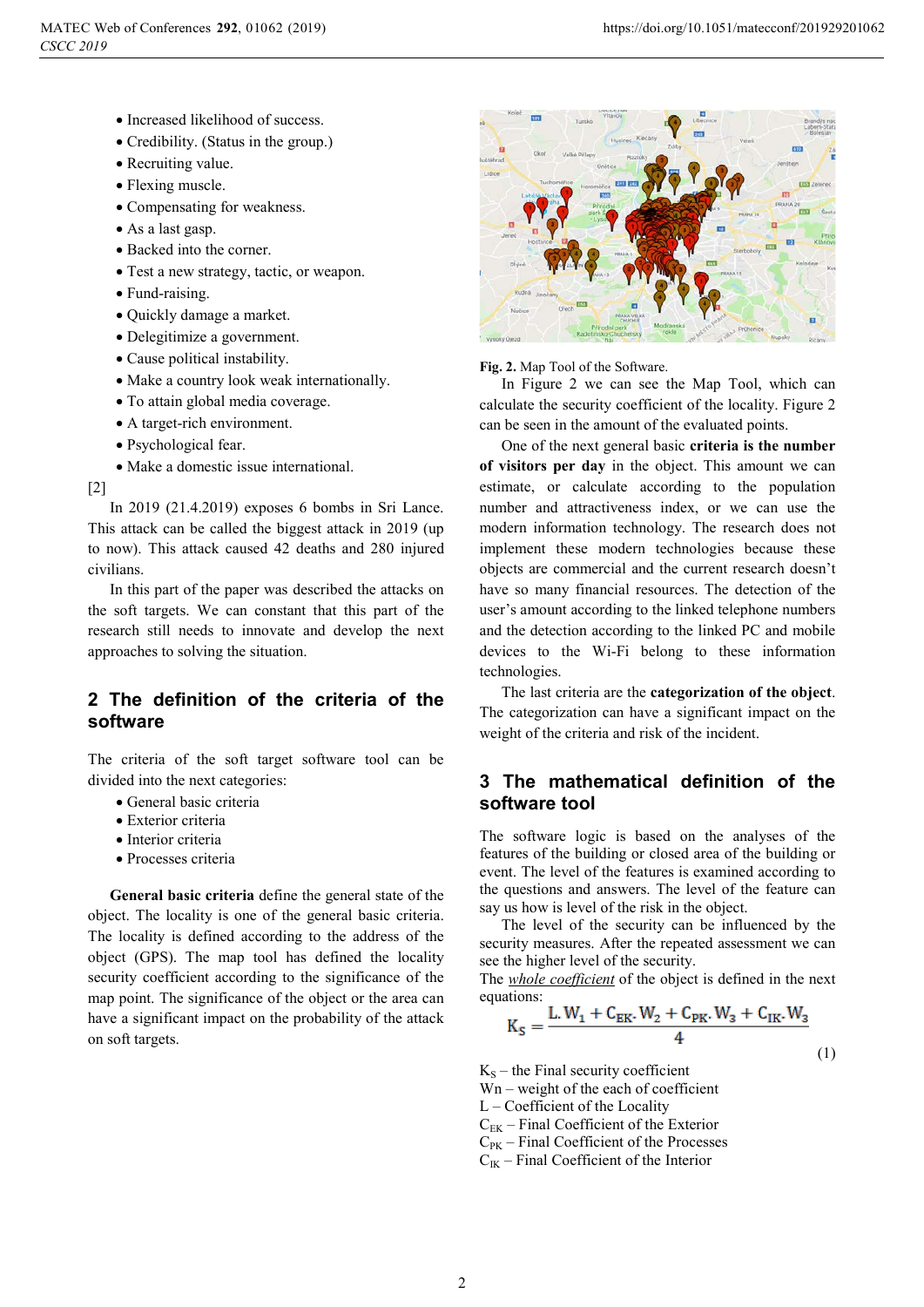- Increased likelihood of success.
- Credibility. (Status in the group.)
- Recruiting value.
- Flexing muscle.
- Compensating for weakness.
- As a last gasp.
- Backed into the corner.
- Test a new strategy, tactic, or weapon.
- Fund-raising.
- Quickly damage a market.
- Delegitimize a government.
- Cause political instability.
- Make a country look weak internationally.
- To attain global media coverage.
- A target-rich environment.
- Psychological fear.
- Make a domestic issue international.

[2]

In 2019 (21.4.2019) exposes 6 bombs in Sri Lance. This attack can be called the biggest attack in 2019 (up to now). This attack caused 42 deaths and 280 injured civilians.

In this part of the paper was described the attacks on the soft targets. We can constant that this part of the research still needs to innovate and develop the next approaches to solving the situation.

## 2 The definition of the criteria of the software

The criteria of the soft target software tool can be divided into the next categories:

- General basic criteria
- Exterior criteria
- Interior criteria
- Processes criteria

**General basic criteria** define the general state of the object. The locality is one of the general basic criteria. The locality is defined according to the address of the object (GPS). The map tool has defined the locality security coefficient according to the significance of the map point. The significance of the object or the area can have a significant impact on the probability of the attack on soft targets.

**Fig. 2.** Map Tool of the Software.

In Figure 2 we can see the Map Tool, which can calculate the security coefficient of the locality. Figure 2 can be seen in the amount of the evaluated points.

One of the next general basic **criteria is the number of visitors per day** in the object. This amount we can estimate, or calculate according to the population number and attractiveness index, or we can use the modern information technology. The research does not implement these modern technologies because these objects are commercial and the current research doesn't have so many financial resources. The detection of the user's amount according to the linked telephone numbers and the detection according to the linked PC and mobile devices to the Wi-Fi belong to these information technologies.

The last criteria are the **categorization of the object**. The categorization can have a significant impact on the weight of the criteria and risk of the incident.

## 3 The mathematical definition of the software tool

The software logic is based on the analyses of the features of the building or closed area of the building or event. The level of the features is examined according to the questions and answers. The level of the feature can say us how is level of the risk in the object.

The level of the security can be influenced by the security measures. After the repeated assessment we can see the higher level of the security.

The *whole coefficient* of the object is defined in the next equations:

$$K_S = \frac{L.W_1 + C_{EK}.W_2 + C_{PK}.W_3 + C_{IK}.W_3}{4} \tag{1}$$

$K_S$ – the Final security coefficient
Wn – weight of the each of coefficient
L – Coefficient of the Locality
$C_{EK}$ – Final Coefficient of the Exterior
$C_{PK}$ – Final Coefficient of the Processes
$C_{IK}$ – Final Coefficient of the Interior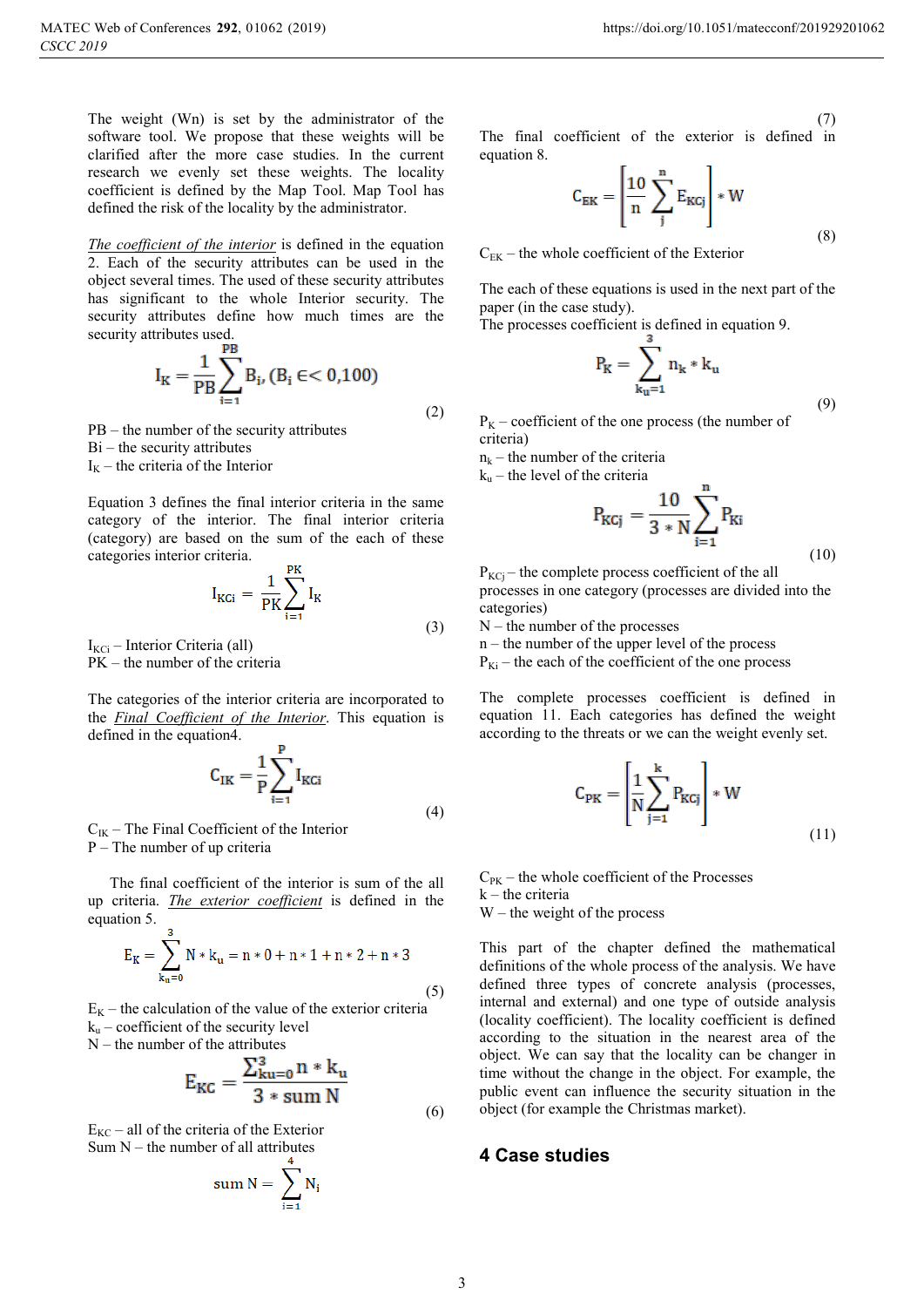The weight (Wn) is set by the administrator of the software tool. We propose that these weights will be clarified after the more case studies. In the current research we evenly set these weights. The locality coefficient is defined by the Map Tool. Map Tool has defined the risk of the locality by the administrator.

*The coefficient of the interior* is defined in the equation 2. Each of the security attributes can be used in the object several times. The used of these security attributes has significant to the whole Interior security. The security attributes define how much times are the security attributes used.

$$I_K = \frac{1}{PB}\sum_{i=1}^{PB} B_i, (B_i \in< 0{,}100) \tag{2}$$

PB – the number of the security attributes
Bi – the security attributes
$I_K$ – the criteria of the Interior

Equation 3 defines the final interior criteria in the same category of the interior. The final interior criteria (category) are based on the sum of the each of these categories interior criteria.

$$I_{KCi} = \frac{1}{PK}\sum_{i=1}^{PK} I_K \tag{3}$$

$I_{KCi}$ – Interior Criteria (all)
PK – the number of the criteria

The categories of the interior criteria are incorporated to the *Final Coefficient of the Interior*. This equation is defined in the equation4.

$$C_{IK} = \frac{1}{P}\sum_{i=1}^{P} I_{KCi} \tag{4}$$

$C_{IK}$ – The Final Coefficient of the Interior
P – The number of up criteria

The final coefficient of the interior is sum of the all up criteria. *The exterior coefficient* is defined in the equation 5.

$$E_K = \sum_{k_u=0}^{3} N * k_u = n*0 + n*1 + n*2 + n*3 \tag{5}$$

$E_K$ – the calculation of the value of the exterior criteria
$k_u$ – coefficient of the security level
N – the number of the attributes

$$E_{KC} = \frac{\sum_{ku=0}^{3} n * k_u}{3 * \text{sum } N} \tag{6}$$

$E_{KC}$ – all of the criteria of the Exterior
Sum N – the number of all attributes

$$\text{sum } N = \sum_{i=1}^{4} N_i \tag{7}$$

The final coefficient of the exterior is defined in equation 8.

$$C_{EK} = \left[\frac{10}{n}\sum_{j}^{n} E_{KCj}\right] * W \tag{8}$$

$C_{EK}$ – the whole coefficient of the Exterior

The each of these equations is used in the next part of the paper (in the case study).
The processes coefficient is defined in equation 9.

$$P_K = \sum_{k_u=1}^{3} n_k * k_u \tag{9}$$

$P_K$ – coefficient of the one process (the number of criteria)
$n_k$ – the number of the criteria
$k_u$ – the level of the criteria

$$P_{KCj} = \frac{10}{3*N}\sum_{i=1}^{n} P_{Ki} \tag{10}$$

$P_{KCj}$ – the complete process coefficient of the all processes in one category (processes are divided into the categories)
N – the number of the processes
n – the number of the upper level of the process
$P_{Ki}$ – the each of the coefficient of the one process

The complete processes coefficient is defined in equation 11. Each categories has defined the weight according to the threats or we can the weight evenly set.

$$C_{PK} = \left[\frac{1}{N}\sum_{j=1}^{k} P_{KCj}\right] * W \tag{11}$$

$C_{PK}$ – the whole coefficient of the Processes
k – the criteria
W – the weight of the process

This part of the chapter defined the mathematical definitions of the whole process of the analysis. We have defined three types of concrete analysis (processes, internal and external) and one type of outside analysis (locality coefficient). The locality coefficient is defined according to the situation in the nearest area of the object. We can say that the locality can be changer in time without the change in the object. For example, the public event can influence the security situation in the object (for example the Christmas market).

## 4 Case studies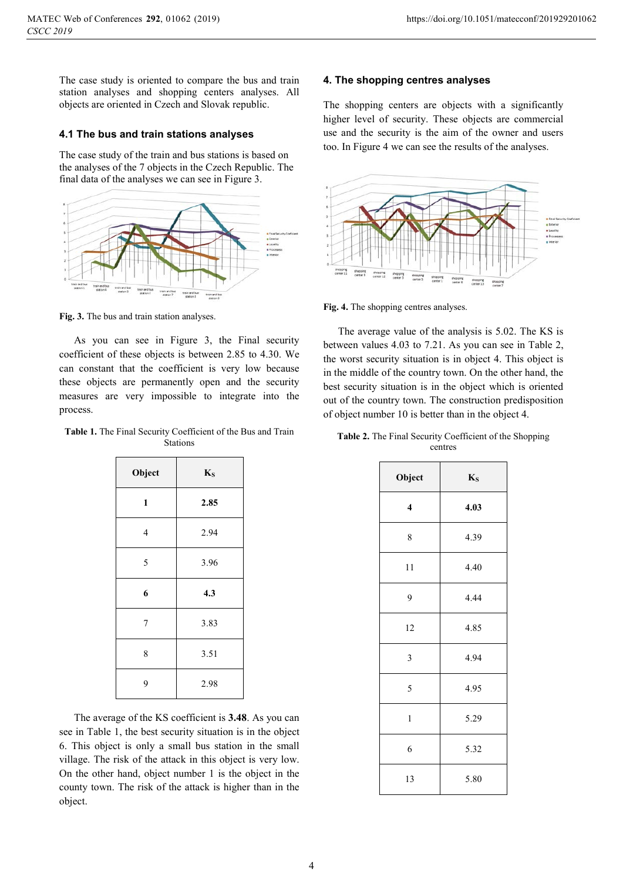The case study is oriented to compare the bus and train station analyses and shopping centers analyses. All objects are oriented in Czech and Slovak republic.

### 4.1 The bus and train stations analyses

The case study of the train and bus stations is based on the analyses of the 7 objects in the Czech Republic. The final data of the analyses we can see in Figure 3.

**Fig. 3.** The bus and train station analyses.

As you can see in Figure 3, the Final security coefficient of these objects is between 2.85 to 4.30. We can constant that the coefficient is very low because these objects are permanently open and the security measures are very impossible to integrate into the process.

**Table 1.** The Final Security Coefficient of the Bus and Train Stations

| Object | $K_S$ |
|---|---|
| **1** | **2.85** |
| 4 | 2.94 |
| 5 | 3.96 |
| **6** | **4.3** |
| 7 | 3.83 |
| 8 | 3.51 |
| 9 | 2.98 |

The average of the KS coefficient is **3.48**. As you can see in Table 1, the best security situation is in the object 6. This object is only a small bus station in the small village. The risk of the attack in this object is very low. On the other hand, object number 1 is the object in the county town. The risk of the attack is higher than in the object.

## 4. The shopping centres analyses

The shopping centers are objects with a significantly higher level of security. These objects are commercial use and the security is the aim of the owner and users too. In Figure 4 we can see the results of the analyses.

**Fig. 4.** The shopping centres analyses.

The average value of the analysis is 5.02. The KS is between values 4.03 to 7.21. As you can see in Table 2, the worst security situation is in object 4. This object is in the middle of the country town. On the other hand, the best security situation is in the object which is oriented out of the country town. The construction predisposition of object number 10 is better than in the object 4.

**Table 2.** The Final Security Coefficient of the Shopping centres

| Object | $K_S$ |
|---|---|
| **4** | **4.03** |
| 8 | 4.39 |
| 11 | 4.40 |
| 9 | 4.44 |
| 12 | 4.85 |
| 3 | 4.94 |
| 5 | 4.95 |
| 1 | 5.29 |
| 6 | 5.32 |
| 13 | 5.80 |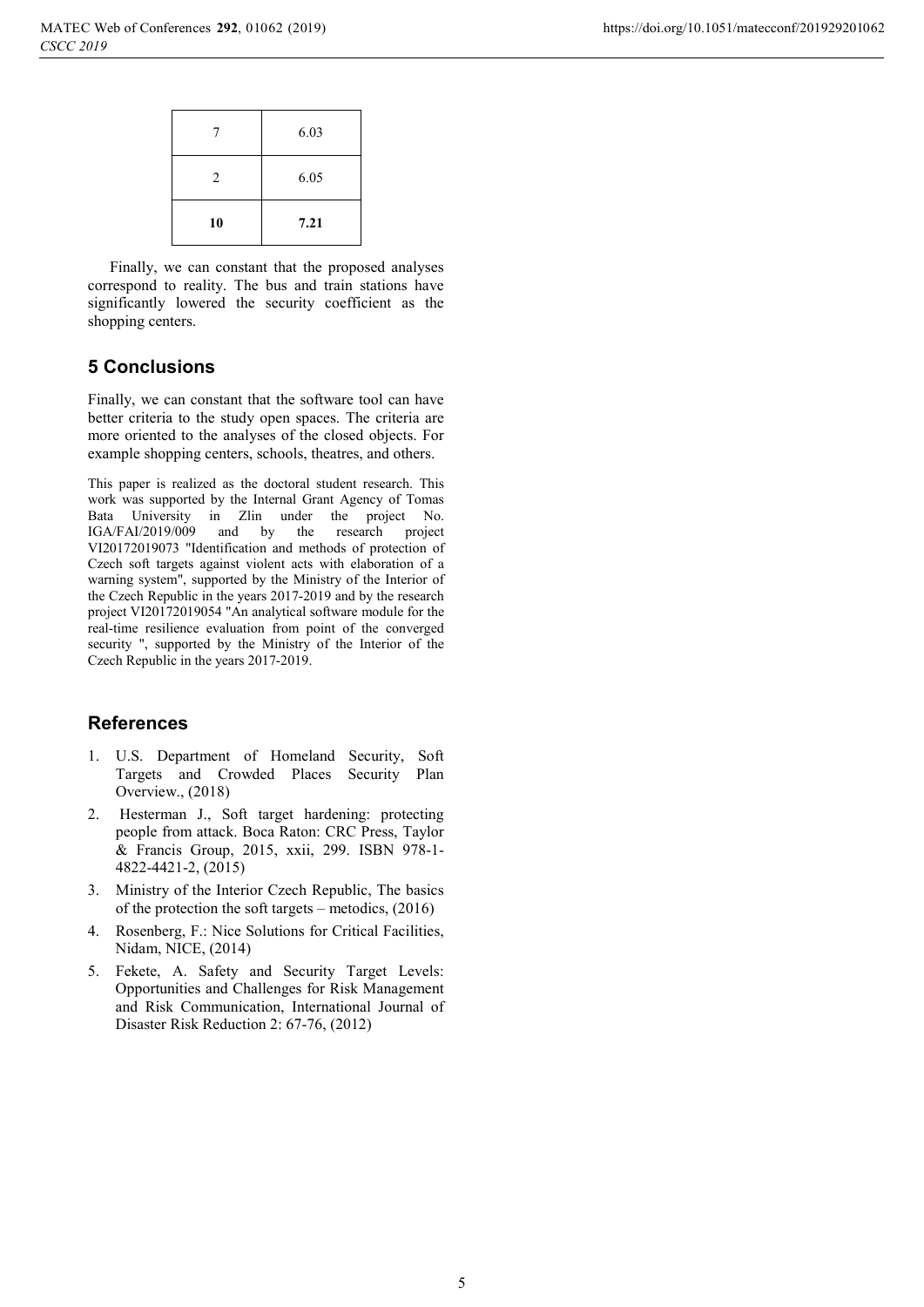| | |
|---|---|
| 7 | 6.03 |
| 2 | 6.05 |
| **10** | **7.21** |

Finally, we can constant that the proposed analyses correspond to reality. The bus and train stations have significantly lowered the security coefficient as the shopping centers.

## 5 Conclusions

Finally, we can constant that the software tool can have better criteria to the study open spaces. The criteria are more oriented to the analyses of the closed objects. For example shopping centers, schools, theatres, and others.

This paper is realized as the doctoral student research. This work was supported by the Internal Grant Agency of Tomas Bata University in Zlin under the project No. IGA/FAI/2019/009 and by the research project VI20172019073 "Identification and methods of protection of Czech soft targets against violent acts with elaboration of a warning system", supported by the Ministry of the Interior of the Czech Republic in the years 2017-2019 and by the research project VI20172019054 "An analytical software module for the real-time resilience evaluation from point of the converged security ", supported by the Ministry of the Interior of the Czech Republic in the years 2017-2019.

## References

1. U.S. Department of Homeland Security, Soft Targets and Crowded Places Security Plan Overview., (2018)
2. Hesterman J., Soft target hardening: protecting people from attack. Boca Raton: CRC Press, Taylor & Francis Group, 2015, xxii, 299. ISBN 978-1-4822-4421-2, (2015)
3. Ministry of the Interior Czech Republic, The basics of the protection the soft targets – metodics, (2016)
4. Rosenberg, F.: Nice Solutions for Critical Facilities, Nidam, NICE, (2014)
5. Fekete, A. Safety and Security Target Levels: Opportunities and Challenges for Risk Management and Risk Communication, International Journal of Disaster Risk Reduction 2: 67-76, (2012)